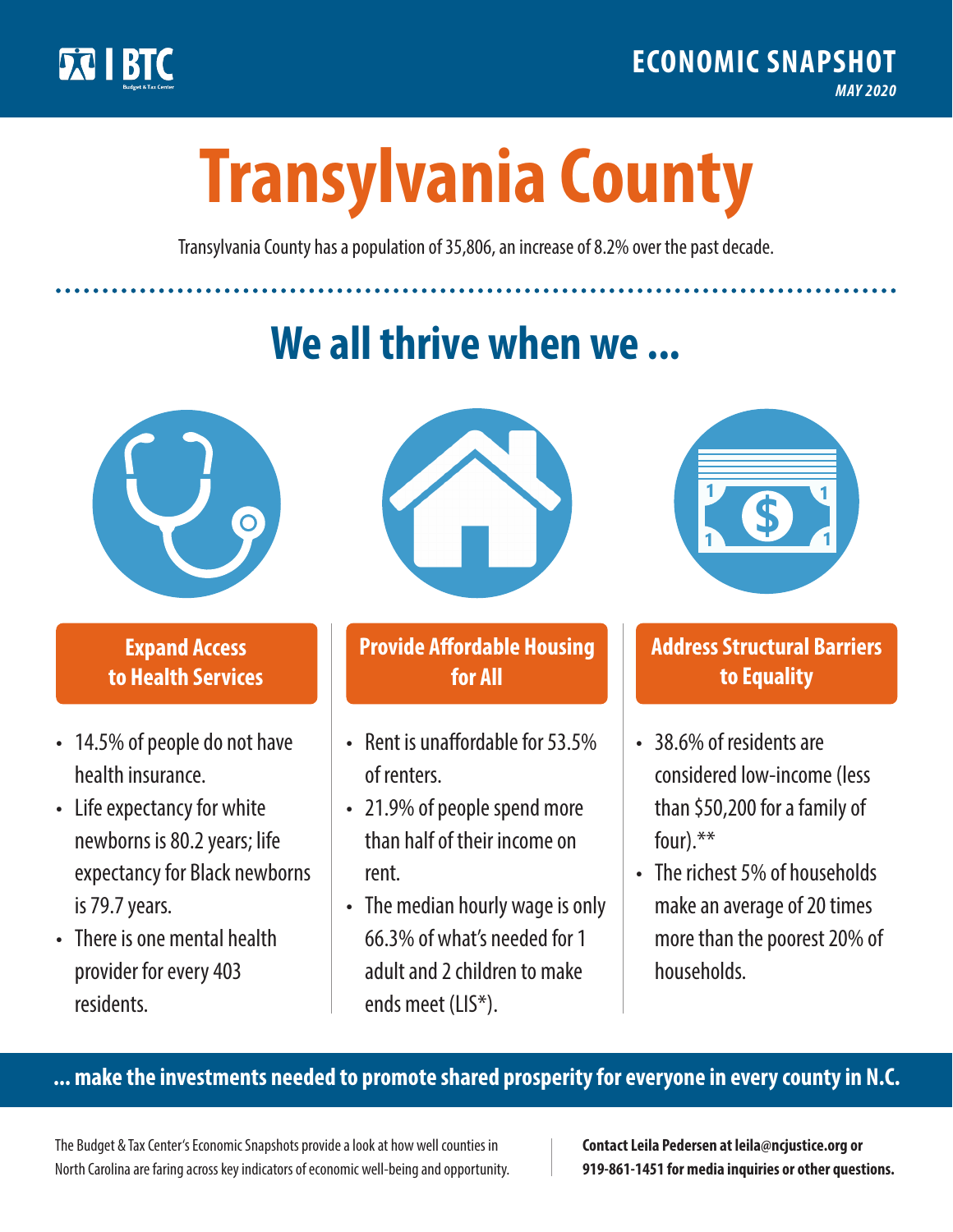BTC Budget & Tax Center

**ECONOMIC SNAPSHOT**
*MAY 2020*

# Transylvania County

Transylvania County has a population of 35,806, an increase of 8.2% over the past decade.

## We all thrive when we ...

### Expand Access to Health Services

- 14.5% of people do not have health insurance.
- Life expectancy for white newborns is 80.2 years; life expectancy for Black newborns is 79.7 years.
- There is one mental health provider for every 403 residents.

### Provide Affordable Housing for All

- Rent is unaffordable for 53.5% of renters.
- 21.9% of people spend more than half of their income on rent.
- The median hourly wage is only 66.3% of what's needed for 1 adult and 2 children to make ends meet (LIS*).

### Address Structural Barriers to Equality

- 38.6% of residents are considered low-income (less than $50,200 for a family of four).**
- The richest 5% of households make an average of 20 times more than the poorest 20% of households.

**... make the investments needed to promote shared prosperity for everyone in every county in N.C.**

The Budget & Tax Center's Economic Snapshots provide a look at how well counties in North Carolina are faring across key indicators of economic well-being and opportunity.

**Contact Leila Pedersen at leila@ncjustice.org or 919-861-1451 for media inquiries or other questions.**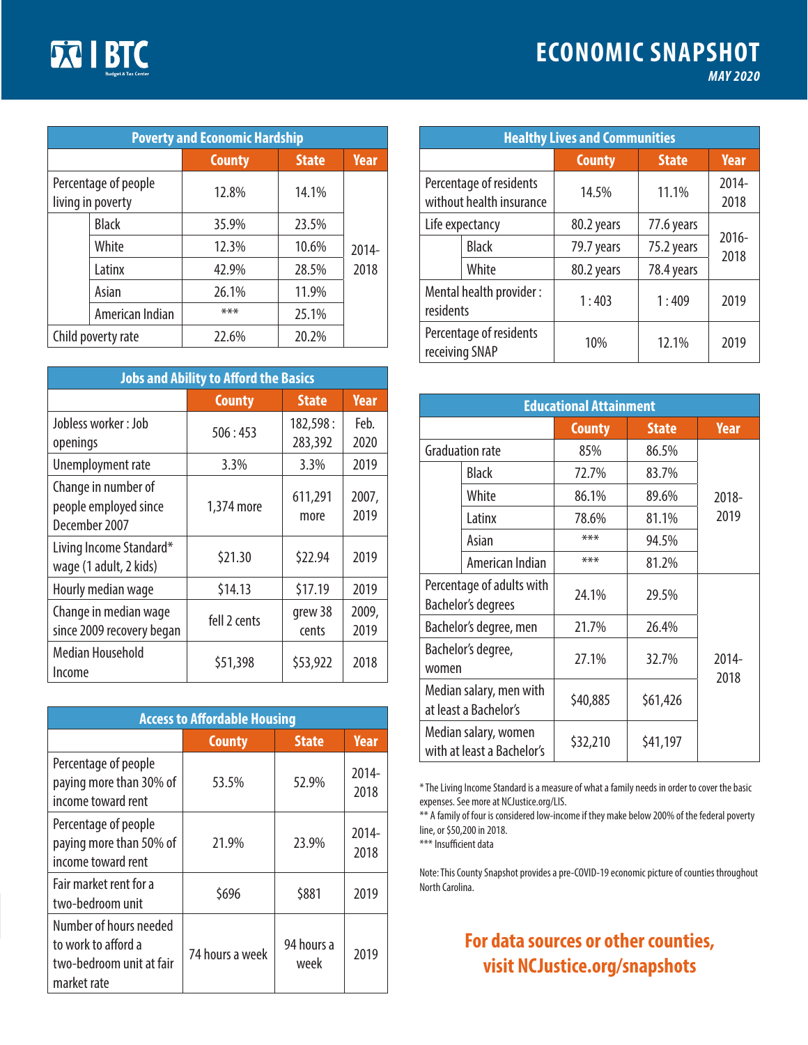# ECONOMIC SNAPSHOT

*MAY 2020*

| Poverty and Economic Hardship | | County | State | Year |
|---|---|---|---|---|
| Percentage of people living in poverty | | 12.8% | 14.1% | 2014-2018 |
| | Black | 35.9% | 23.5% | |
| | White | 12.3% | 10.6% | |
| | Latinx | 42.9% | 28.5% | |
| | Asian | 26.1% | 11.9% | |
| | American Indian | *** | 25.1% | |
| Child poverty rate | | 22.6% | 20.2% | |

| Jobs and Ability to Afford the Basics | County | State | Year |
|---|---|---|---|
| Jobless worker : Job openings | 506 : 453 | 182,598 : 283,392 | Feb. 2020 |
| Unemployment rate | 3.3% | 3.3% | 2019 |
| Change in number of people employed since December 2007 | 1,374 more | 611,291 more | 2007, 2019 |
| Living Income Standard* wage (1 adult, 2 kids) | $21.30 | $22.94 | 2019 |
| Hourly median wage | $14.13 | $17.19 | 2019 |
| Change in median wage since 2009 recovery began | fell 2 cents | grew 38 cents | 2009, 2019 |
| Median Household Income | $51,398 | $53,922 | 2018 |

| Access to Affordable Housing | County | State | Year |
|---|---|---|---|
| Percentage of people paying more than 30% of income toward rent | 53.5% | 52.9% | 2014-2018 |
| Percentage of people paying more than 50% of income toward rent | 21.9% | 23.9% | 2014-2018 |
| Fair market rent for a two-bedroom unit | $696 | $881 | 2019 |
| Number of hours needed to work to afford a two-bedroom unit at fair market rate | 74 hours a week | 94 hours a week | 2019 |

| Healthy Lives and Communities | | County | State | Year |
|---|---|---|---|---|
| Percentage of residents without health insurance | | 14.5% | 11.1% | 2014-2018 |
| Life expectancy | | 80.2 years | 77.6 years | 2016-2018 |
| | Black | 79.7 years | 75.2 years | |
| | White | 80.2 years | 78.4 years | |
| Mental health provider : residents | | 1 : 403 | 1 : 409 | 2019 |
| Percentage of residents receiving SNAP | | 10% | 12.1% | 2019 |

| Educational Attainment | | County | State | Year |
|---|---|---|---|---|
| Graduation rate | | 85% | 86.5% | 2018-2019 |
| | Black | 72.7% | 83.7% | |
| | White | 86.1% | 89.6% | |
| | Latinx | 78.6% | 81.1% | |
| | Asian | *** | 94.5% | |
| | American Indian | *** | 81.2% | |
| Percentage of adults with Bachelor's degrees | | 24.1% | 29.5% | 2014-2018 |
| Bachelor's degree, men | | 21.7% | 26.4% | |
| Bachelor's degree, women | | 27.1% | 32.7% | |
| Median salary, men with at least a Bachelor's | | $40,885 | $61,426 | |
| Median salary, women with at least a Bachelor's | | $32,210 | $41,197 | |

\* The Living Income Standard is a measure of what a family needs in order to cover the basic expenses. See more at NCJustice.org/LIS.

** A family of four is considered low-income if they make below 200% of the federal poverty line, or $50,200 in 2018.

*** Insufficient data

Note: This County Snapshot provides a pre-COVID-19 economic picture of counties throughout North Carolina.

**For data sources or other counties, visit NCJustice.org/snapshots**